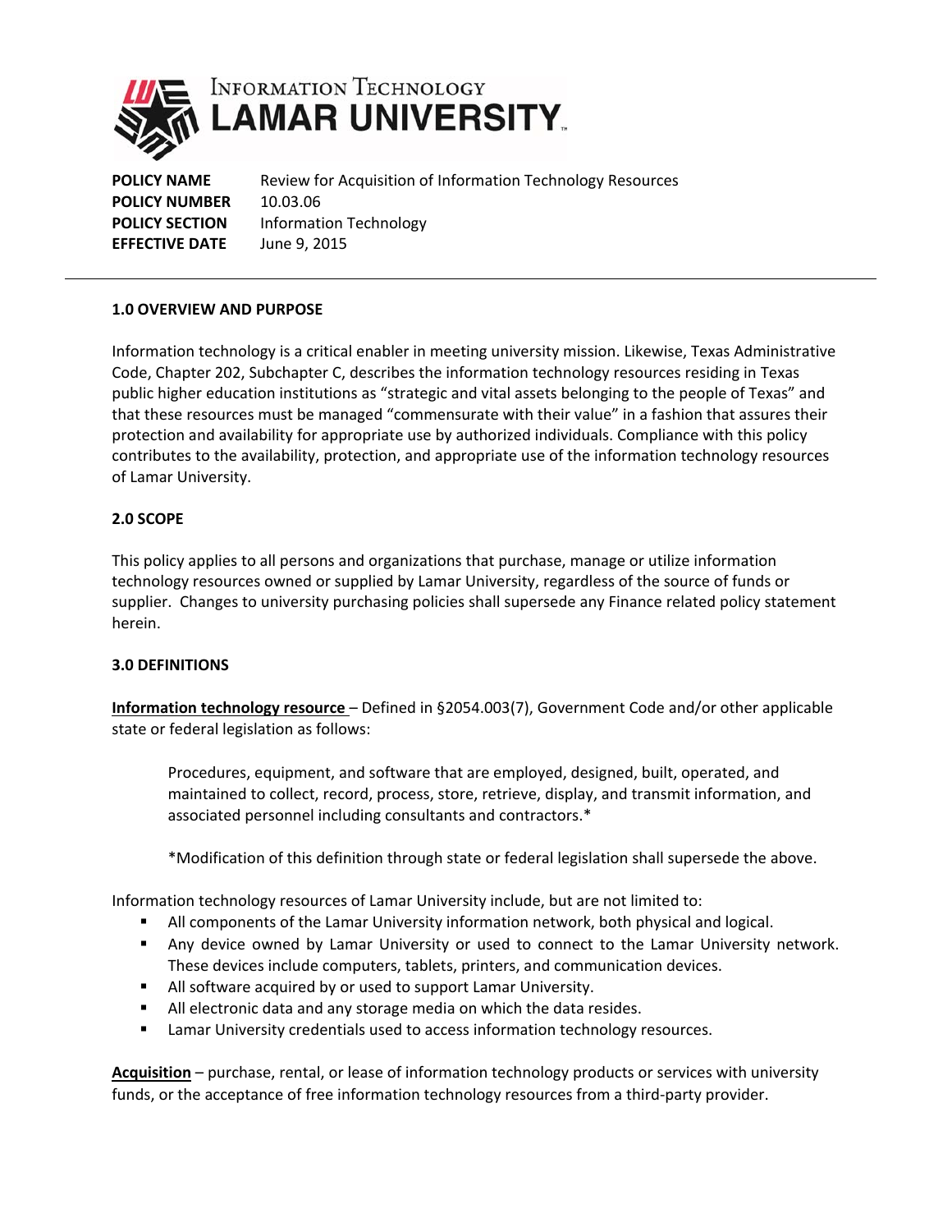INFORMATION TECHNOLOGY
LAMAR UNIVERSITY

**POLICY NAME** Review for Acquisition of Information Technology Resources
**POLICY NUMBER** 10.03.06
**POLICY SECTION** Information Technology
**EFFECTIVE DATE** June 9, 2015

---

## 1.0 OVERVIEW AND PURPOSE

Information technology is a critical enabler in meeting university mission. Likewise, Texas Administrative Code, Chapter 202, Subchapter C, describes the information technology resources residing in Texas public higher education institutions as "strategic and vital assets belonging to the people of Texas" and that these resources must be managed "commensurate with their value" in a fashion that assures their protection and availability for appropriate use by authorized individuals. Compliance with this policy contributes to the availability, protection, and appropriate use of the information technology resources of Lamar University.

## 2.0 SCOPE

This policy applies to all persons and organizations that purchase, manage or utilize information technology resources owned or supplied by Lamar University, regardless of the source of funds or supplier. Changes to university purchasing policies shall supersede any Finance related policy statement herein.

## 3.0 DEFINITIONS

**Information technology resource** – Defined in §2054.003(7), Government Code and/or other applicable state or federal legislation as follows:

> Procedures, equipment, and software that are employed, designed, built, operated, and maintained to collect, record, process, store, retrieve, display, and transmit information, and associated personnel including consultants and contractors.*
>
> *Modification of this definition through state or federal legislation shall supersede the above.

Information technology resources of Lamar University include, but are not limited to:

- All components of the Lamar University information network, both physical and logical.
- Any device owned by Lamar University or used to connect to the Lamar University network. These devices include computers, tablets, printers, and communication devices.
- All software acquired by or used to support Lamar University.
- All electronic data and any storage media on which the data resides.
- Lamar University credentials used to access information technology resources.

**Acquisition** – purchase, rental, or lease of information technology products or services with university funds, or the acceptance of free information technology resources from a third-party provider.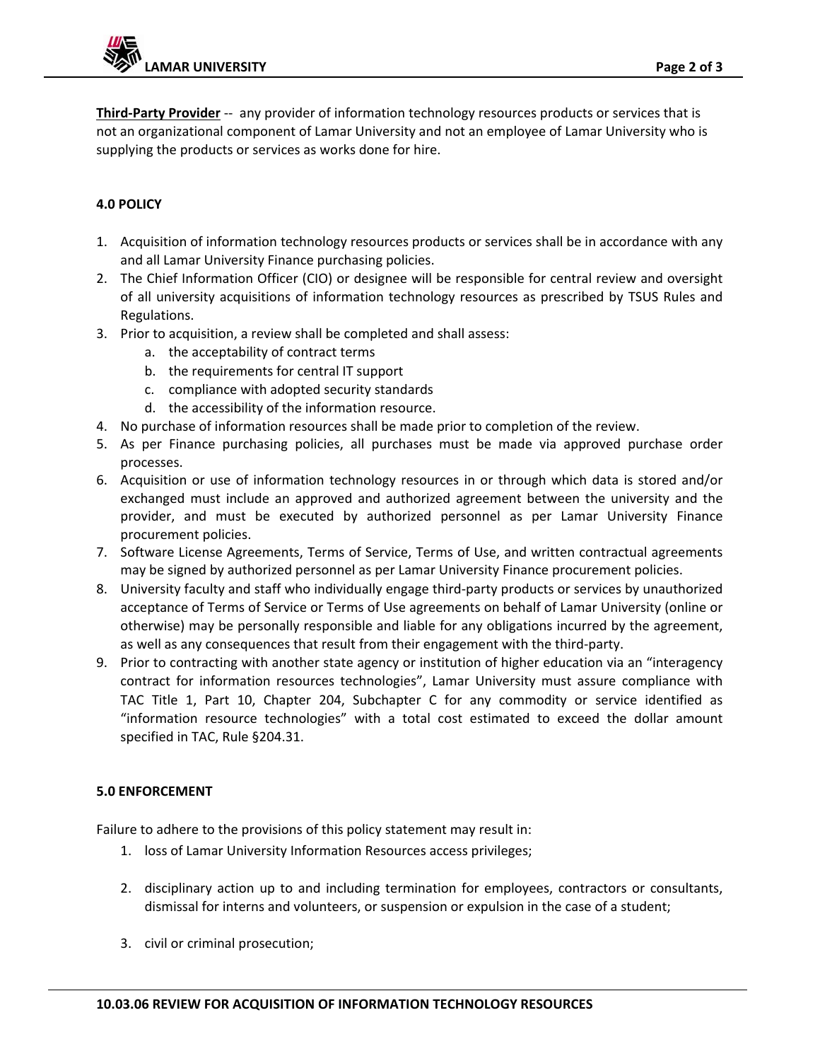**Third-Party Provider** -- any provider of information technology resources products or services that is not an organizational component of Lamar University and not an employee of Lamar University who is supplying the products or services as works done for hire.

### 4.0 POLICY

1. Acquisition of information technology resources products or services shall be in accordance with any and all Lamar University Finance purchasing policies.
2. The Chief Information Officer (CIO) or designee will be responsible for central review and oversight of all university acquisitions of information technology resources as prescribed by TSUS Rules and Regulations.
3. Prior to acquisition, a review shall be completed and shall assess:
   a. the acceptability of contract terms
   b. the requirements for central IT support
   c. compliance with adopted security standards
   d. the accessibility of the information resource.
4. No purchase of information resources shall be made prior to completion of the review.
5. As per Finance purchasing policies, all purchases must be made via approved purchase order processes.
6. Acquisition or use of information technology resources in or through which data is stored and/or exchanged must include an approved and authorized agreement between the university and the provider, and must be executed by authorized personnel as per Lamar University Finance procurement policies.
7. Software License Agreements, Terms of Service, Terms of Use, and written contractual agreements may be signed by authorized personnel as per Lamar University Finance procurement policies.
8. University faculty and staff who individually engage third-party products or services by unauthorized acceptance of Terms of Service or Terms of Use agreements on behalf of Lamar University (online or otherwise) may be personally responsible and liable for any obligations incurred by the agreement, as well as any consequences that result from their engagement with the third-party.
9. Prior to contracting with another state agency or institution of higher education via an "interagency contract for information resources technologies", Lamar University must assure compliance with TAC Title 1, Part 10, Chapter 204, Subchapter C for any commodity or service identified as "information resource technologies" with a total cost estimated to exceed the dollar amount specified in TAC, Rule §204.31.

### 5.0 ENFORCEMENT

Failure to adhere to the provisions of this policy statement may result in:

1. loss of Lamar University Information Resources access privileges;
2. disciplinary action up to and including termination for employees, contractors or consultants, dismissal for interns and volunteers, or suspension or expulsion in the case of a student;
3. civil or criminal prosecution;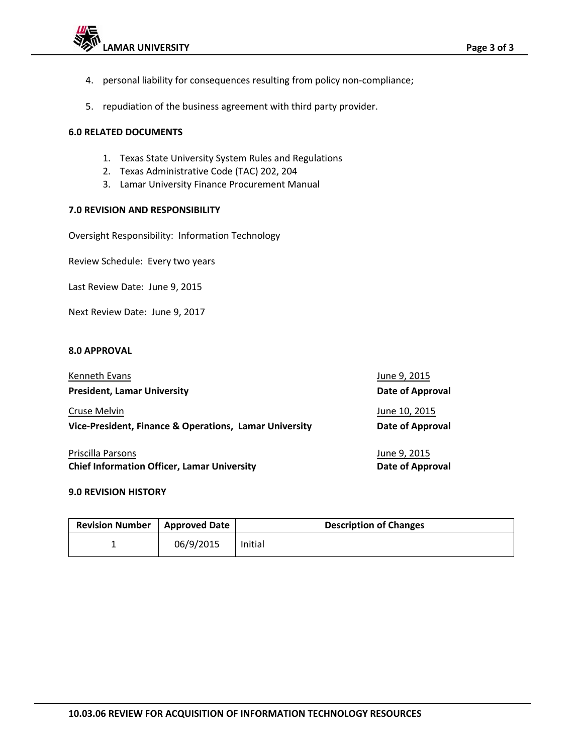4. personal liability for consequences resulting from policy non-compliance;

5. repudiation of the business agreement with third party provider.

**6.0 RELATED DOCUMENTS**

1. Texas State University System Rules and Regulations
2. Texas Administrative Code (TAC) 202, 204
3. Lamar University Finance Procurement Manual

**7.0 REVISION AND RESPONSIBILITY**

Oversight Responsibility: Information Technology

Review Schedule: Every two years

Last Review Date: June 9, 2015

Next Review Date: June 9, 2017

**8.0 APPROVAL**

| | |
|---|---|
| Kenneth Evans | June 9, 2015 |
| **President, Lamar University** | **Date of Approval** |
| Cruse Melvin | June 10, 2015 |
| **Vice-President, Finance & Operations, Lamar University** | **Date of Approval** |
| Priscilla Parsons | June 9, 2015 |
| **Chief Information Officer, Lamar University** | **Date of Approval** |

**9.0 REVISION HISTORY**

| Revision Number | Approved Date | Description of Changes |
|---|---|---|
| 1 | 06/9/2015 | Initial |

**10.03.06 REVIEW FOR ACQUISITION OF INFORMATION TECHNOLOGY RESOURCES**